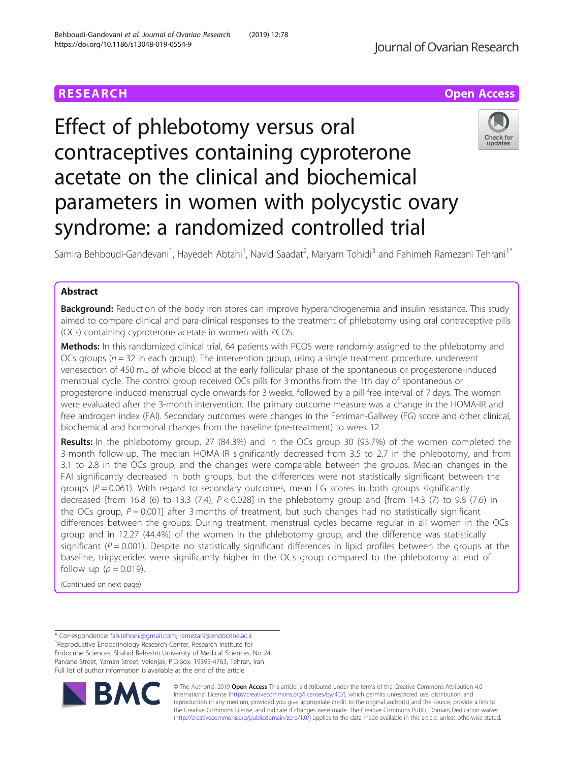RESEARCH | Open Access

# Effect of phlebotomy versus oral contraceptives containing cyproterone acetate on the clinical and biochemical parameters in women with polycystic ovary syndrome: a randomized controlled trial

Samira Behboudi-Gandevani[1], Hayedeh Abtahi[1], Navid Saadat[2], Maryam Tohidi[3] and Fahimeh Ramezani Tehrani[1*]

## Abstract

**Background:** Reduction of the body iron stores can improve hyperandrogenemia and insulin resistance. This study aimed to compare clinical and para-clinical responses to the treatment of phlebotomy using oral contraceptive pills (OCs) containing cyproterone acetate in women with PCOS.

**Methods:** In this randomized clinical trial, 64 patients with PCOS were randomly assigned to the phlebotomy and OCs groups ($n = 32$ in each group). The intervention group, using a single treatment procedure, underwent venesection of 450 mL of whole blood at the early follicular phase of the spontaneous or progesterone-induced menstrual cycle. The control group received OCs pills for 3 months from the 1th day of spontaneous or progesterone-induced menstrual cycle onwards for 3 weeks, followed by a pill-free interval of 7 days. The women were evaluated after the 3-month intervention. The primary outcome measure was a change in the HOMA-IR and free androgen index (FAI). Secondary outcomes were changes in the Ferriman-Gallwey (FG) score and other clinical, biochemical and hormonal changes from the baseline (pre-treatment) to week 12.

**Results:** In the phlebotomy group, 27 (84.3%) and in the OCs group 30 (93.7%) of the women completed the 3-month follow-up. The median HOMA-IR significantly decreased from 3.5 to 2.7 in the phlebotomy, and from 3.1 to 2.8 in the OCs group, and the changes were comparable between the groups. Median changes in the FAI significantly decreased in both groups, but the differences were not statistically significant between the groups ($P = 0.061$). With regard to secondary outcomes, mean FG scores in both groups significantly decreased [from 16.8 (6) to 13.3 (7.4), $P < 0.028$] in the phlebotomy group and [from 14.3 (7) to 9.8 (7.6) in the OCs group, $P = 0.001$] after 3 months of treatment, but such changes had no statistically significant differences between the groups. During treatment, menstrual cycles became regular in all women in the OCs group and in 12.27 (44.4%) of the women in the phlebotomy group, and the difference was statistically significant ($P = 0.001$). Despite no statistically significant differences in lipid profiles between the groups at the baseline, triglycerides were significantly higher in the OCs group compared to the phlebotomy at end of follow up ($p = 0.019$).

(Continued on next page)

\* Correspondence: fah.tehrani@gmail.com; ramezani@endocrine.ac.ir
[1]Reproductive Endocrinology Research Center, Research Institute for Endocrine Sciences, Shahid Beheshti University of Medical Sciences, No 24, Parvane Street, Yaman Street, Velenjak, P.O.Box: 19395-4763, Tehran, Iran
Full list of author information is available at the end of the article

© The Author(s). 2019 **Open Access** This article is distributed under the terms of the Creative Commons Attribution 4.0 International License (http://creativecommons.org/licenses/by/4.0/), which permits unrestricted use, distribution, and reproduction in any medium, provided you give appropriate credit to the original author(s) and the source, provide a link to the Creative Commons license, and indicate if changes were made. The Creative Commons Public Domain Dedication waiver (http://creativecommons.org/publicdomain/zero/1.0/) applies to the data made available in this article, unless otherwise stated.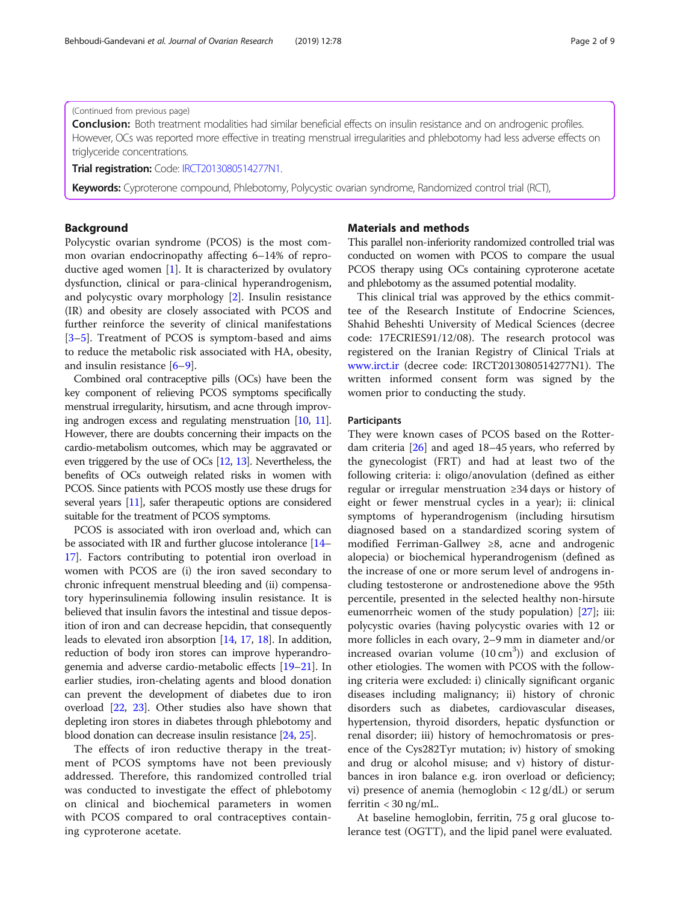(Continued from previous page)

**Conclusion:** Both treatment modalities had similar beneficial effects on insulin resistance and on androgenic profiles. However, OCs was reported more effective in treating menstrual irregularities and phlebotomy had less adverse effects on triglyceride concentrations.

**Trial registration:** Code: IRCT2013080514277N1.

**Keywords:** Cyproterone compound, Phlebotomy, Polycystic ovarian syndrome, Randomized control trial (RCT),

## Background

Polycystic ovarian syndrome (PCOS) is the most common ovarian endocrinopathy affecting 6–14% of reproductive aged women [1]. It is characterized by ovulatory dysfunction, clinical or para-clinical hyperandrogenism, and polycystic ovary morphology [2]. Insulin resistance (IR) and obesity are closely associated with PCOS and further reinforce the severity of clinical manifestations [3–5]. Treatment of PCOS is symptom-based and aims to reduce the metabolic risk associated with HA, obesity, and insulin resistance [6–9].

Combined oral contraceptive pills (OCs) have been the key component of relieving PCOS symptoms specifically menstrual irregularity, hirsutism, and acne through improving androgen excess and regulating menstruation [10, 11]. However, there are doubts concerning their impacts on the cardio-metabolism outcomes, which may be aggravated or even triggered by the use of OCs [12, 13]. Nevertheless, the benefits of OCs outweigh related risks in women with PCOS. Since patients with PCOS mostly use these drugs for several years [11], safer therapeutic options are considered suitable for the treatment of PCOS symptoms.

PCOS is associated with iron overload and, which can be associated with IR and further glucose intolerance [14–17]. Factors contributing to potential iron overload in women with PCOS are (i) the iron saved secondary to chronic infrequent menstrual bleeding and (ii) compensatory hyperinsulinemia following insulin resistance. It is believed that insulin favors the intestinal and tissue deposition of iron and can decrease hepcidin, that consequently leads to elevated iron absorption [14, 17, 18]. In addition, reduction of body iron stores can improve hyperandrogenemia and adverse cardio-metabolic effects [19–21]. In earlier studies, iron-chelating agents and blood donation can prevent the development of diabetes due to iron overload [22, 23]. Other studies also have shown that depleting iron stores in diabetes through phlebotomy and blood donation can decrease insulin resistance [24, 25].

The effects of iron reductive therapy in the treatment of PCOS symptoms have not been previously addressed. Therefore, this randomized controlled trial was conducted to investigate the effect of phlebotomy on clinical and biochemical parameters in women with PCOS compared to oral contraceptives containing cyproterone acetate.

## Materials and methods

This parallel non-inferiority randomized controlled trial was conducted on women with PCOS to compare the usual PCOS therapy using OCs containing cyproterone acetate and phlebotomy as the assumed potential modality.

This clinical trial was approved by the ethics committee of the Research Institute of Endocrine Sciences, Shahid Beheshti University of Medical Sciences (decree code: 17ECRIES91/12/08). The research protocol was registered on the Iranian Registry of Clinical Trials at www.irct.ir (decree code: IRCT2013080514277N1). The written informed consent form was signed by the women prior to conducting the study.

### Participants

They were known cases of PCOS based on the Rotterdam criteria [26] and aged 18–45 years, who referred by the gynecologist (FRT) and had at least two of the following criteria: i: oligo/anovulation (defined as either regular or irregular menstruation ≥34 days or history of eight or fewer menstrual cycles in a year); ii: clinical symptoms of hyperandrogenism (including hirsutism diagnosed based on a standardized scoring system of modified Ferriman-Gallwey ≥8, acne and androgenic alopecia) or biochemical hyperandrogenism (defined as the increase of one or more serum level of androgens including testosterone or androstenedione above the 95th percentile, presented in the selected healthy non-hirsute eumenorrheic women of the study population) [27]; iii: polycystic ovaries (having polycystic ovaries with 12 or more follicles in each ovary, 2–9 mm in diameter and/or increased ovarian volume ($10\ cm^3$)) and exclusion of other etiologies. The women with PCOS with the following criteria were excluded: i) clinically significant organic diseases including malignancy; ii) history of chronic disorders such as diabetes, cardiovascular diseases, hypertension, thyroid disorders, hepatic dysfunction or renal disorder; iii) history of hemochromatosis or presence of the Cys282Tyr mutation; iv) history of smoking and drug or alcohol misuse; and v) history of disturbances in iron balance e.g. iron overload or deficiency; vi) presence of anemia (hemoglobin < 12 g/dL) or serum ferritin < 30 ng/mL.

At baseline hemoglobin, ferritin, 75 g oral glucose tolerance test (OGTT), and the lipid panel were evaluated.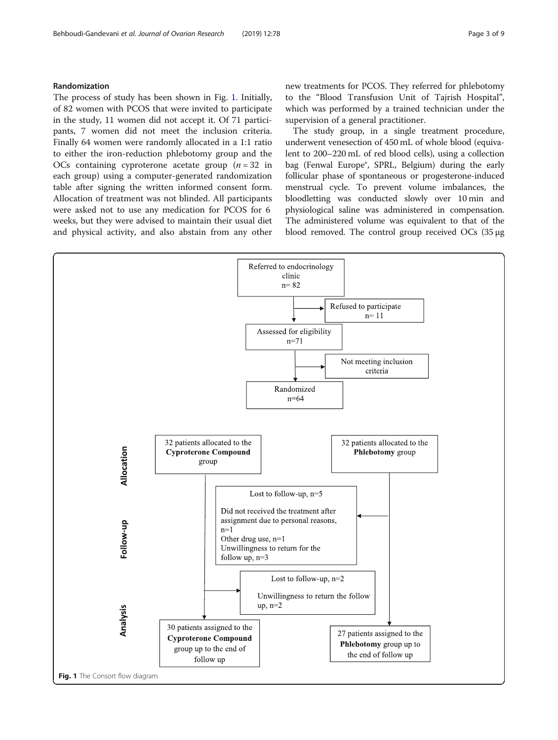## Randomization

The process of study has been shown in Fig. 1. Initially, of 82 women with PCOS that were invited to participate in the study, 11 women did not accept it. Of 71 participants, 7 women did not meet the inclusion criteria. Finally 64 women were randomly allocated in a 1:1 ratio to either the iron-reduction phlebotomy group and the OCs containing cyproterone acetate group ($n = 32$ in each group) using a computer-generated randomization table after signing the written informed consent form. Allocation of treatment was not blinded. All participants were asked not to use any medication for PCOS for 6 weeks, but they were advised to maintain their usual diet and physical activity, and also abstain from any other new treatments for PCOS. They referred for phlebotomy to the "Blood Transfusion Unit of Tajrish Hospital", which was performed by a trained technician under the supervision of a general practitioner.

The study group, in a single treatment procedure, underwent venesection of 450 mL of whole blood (equivalent to 200–220 mL of red blood cells), using a collection bag (Fenwal Europe®, SPRL, Belgium) during the early follicular phase of spontaneous or progesterone-induced menstrual cycle. To prevent volume imbalances, the bloodletting was conducted slowly over 10 min and physiological saline was administered in compensation. The administered volume was equivalent to that of the blood removed. The control group received OCs (35 µg

Referred to endocrinology clinic
n= 82

Refused to participate
n= 11

Assessed for eligibility
n=71

Not meeting inclusion criteria

Randomized
n=64

**Allocation**

32 patients allocated to the **Cyproterone Compound** group

32 patients allocated to the **Phlebotomy** group

**Follow-up**

Lost to follow-up, n=5

Did not received the treatment after assignment due to personal reasons, n=1
Other drug use, n=1
Unwillingness to return for the follow up, n=3

Lost to follow-up, n=2

Unwillingness to return the follow up, n=2

**Analysis**

30 patients assigned to the **Cyproterone Compound** group up to the end of follow up

27 patients assigned to the **Phlebotomy** group up to the end of follow up

**Fig. 1** The Consort flow diagram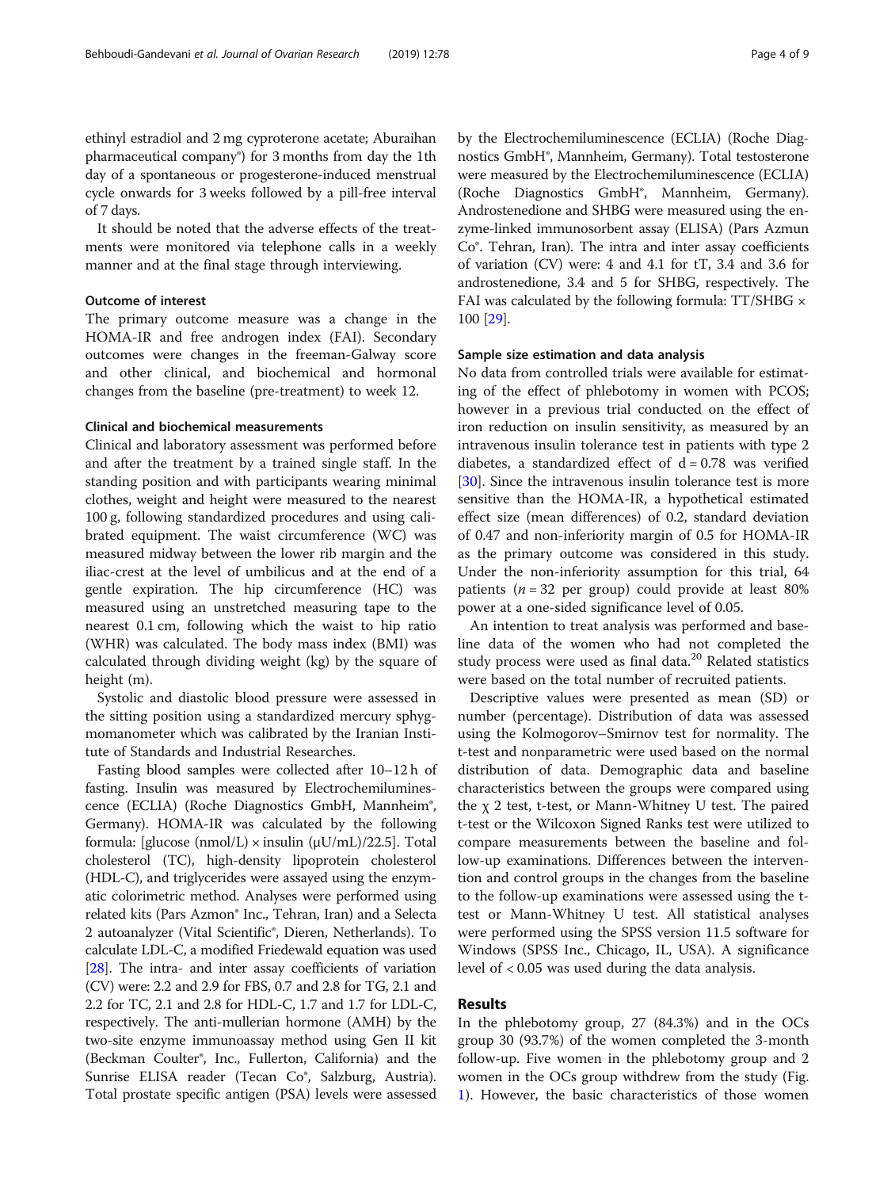ethinyl estradiol and 2 mg cyproterone acetate; Aburaihan pharmaceutical company®) for 3 months from day the 1th day of a spontaneous or progesterone-induced menstrual cycle onwards for 3 weeks followed by a pill-free interval of 7 days.

It should be noted that the adverse effects of the treatments were monitored via telephone calls in a weekly manner and at the final stage through interviewing.

### Outcome of interest

The primary outcome measure was a change in the HOMA-IR and free androgen index (FAI). Secondary outcomes were changes in the freeman-Galway score and other clinical, and biochemical and hormonal changes from the baseline (pre-treatment) to week 12.

### Clinical and biochemical measurements

Clinical and laboratory assessment was performed before and after the treatment by a trained single staff. In the standing position and with participants wearing minimal clothes, weight and height were measured to the nearest 100 g, following standardized procedures and using calibrated equipment. The waist circumference (WC) was measured midway between the lower rib margin and the iliac-crest at the level of umbilicus and at the end of a gentle expiration. The hip circumference (HC) was measured using an unstretched measuring tape to the nearest 0.1 cm, following which the waist to hip ratio (WHR) was calculated. The body mass index (BMI) was calculated through dividing weight (kg) by the square of height (m).

Systolic and diastolic blood pressure were assessed in the sitting position using a standardized mercury sphygmomanometer which was calibrated by the Iranian Institute of Standards and Industrial Researches.

Fasting blood samples were collected after 10–12 h of fasting. Insulin was measured by Electrochemiluminescence (ECLIA) (Roche Diagnostics GmbH, Mannheim®, Germany). HOMA-IR was calculated by the following formula: [glucose (nmol/L) × insulin (μU/mL)/22.5]. Total cholesterol (TC), high-density lipoprotein cholesterol (HDL-C), and triglycerides were assayed using the enzymatic colorimetric method. Analyses were performed using related kits (Pars Azmon® Inc., Tehran, Iran) and a Selecta 2 autoanalyzer (Vital Scientific®, Dieren, Netherlands). To calculate LDL-C, a modified Friedewald equation was used [28]. The intra- and inter assay coefficients of variation (CV) were: 2.2 and 2.9 for FBS, 0.7 and 2.8 for TG, 2.1 and 2.2 for TC, 2.1 and 2.8 for HDL-C, 1.7 and 1.7 for LDL-C, respectively. The anti-mullerian hormone (AMH) by the two-site enzyme immunoassay method using Gen II kit (Beckman Coulter®, Inc., Fullerton, California) and the Sunrise ELISA reader (Tecan Co®, Salzburg, Austria). Total prostate specific antigen (PSA) levels were assessed by the Electrochemiluminescence (ECLIA) (Roche Diagnostics GmbH®, Mannheim, Germany). Total testosterone were measured by the Electrochemiluminescence (ECLIA) (Roche Diagnostics GmbH®, Mannheim, Germany). Androstenedione and SHBG were measured using the enzyme-linked immunosorbent assay (ELISA) (Pars Azmun Co®. Tehran, Iran). The intra and inter assay coefficients of variation (CV) were: 4 and 4.1 for tT, 3.4 and 3.6 for androstenedione, 3.4 and 5 for SHBG, respectively. The FAI was calculated by the following formula: TT/SHBG × 100 [29].

### Sample size estimation and data analysis

No data from controlled trials were available for estimating of the effect of phlebotomy in women with PCOS; however in a previous trial conducted on the effect of iron reduction on insulin sensitivity, as measured by an intravenous insulin tolerance test in patients with type 2 diabetes, a standardized effect of $d = 0.78$ was verified [30]. Since the intravenous insulin tolerance test is more sensitive than the HOMA-IR, a hypothetical estimated effect size (mean differences) of 0.2, standard deviation of 0.47 and non-inferiority margin of 0.5 for HOMA-IR as the primary outcome was considered in this study. Under the non-inferiority assumption for this trial, 64 patients ($n = 32$ per group) could provide at least 80% power at a one-sided significance level of 0.05.

An intention to treat analysis was performed and baseline data of the women who had not completed the study process were used as final data.[20] Related statistics were based on the total number of recruited patients.

Descriptive values were presented as mean (SD) or number (percentage). Distribution of data was assessed using the Kolmogorov–Smirnov test for normality. The t-test and nonparametric were used based on the normal distribution of data. Demographic data and baseline characteristics between the groups were compared using the $\chi^2$ test, t-test, or Mann-Whitney U test. The paired t-test or the Wilcoxon Signed Ranks test were utilized to compare measurements between the baseline and follow-up examinations. Differences between the intervention and control groups in the changes from the baseline to the follow-up examinations were assessed using the t-test or Mann-Whitney U test. All statistical analyses were performed using the SPSS version 11.5 software for Windows (SPSS Inc., Chicago, IL, USA). A significance level of < 0.05 was used during the data analysis.

## Results

In the phlebotomy group, 27 (84.3%) and in the OCs group 30 (93.7%) of the women completed the 3-month follow-up. Five women in the phlebotomy group and 2 women in the OCs group withdrew from the study (Fig. 1). However, the basic characteristics of those women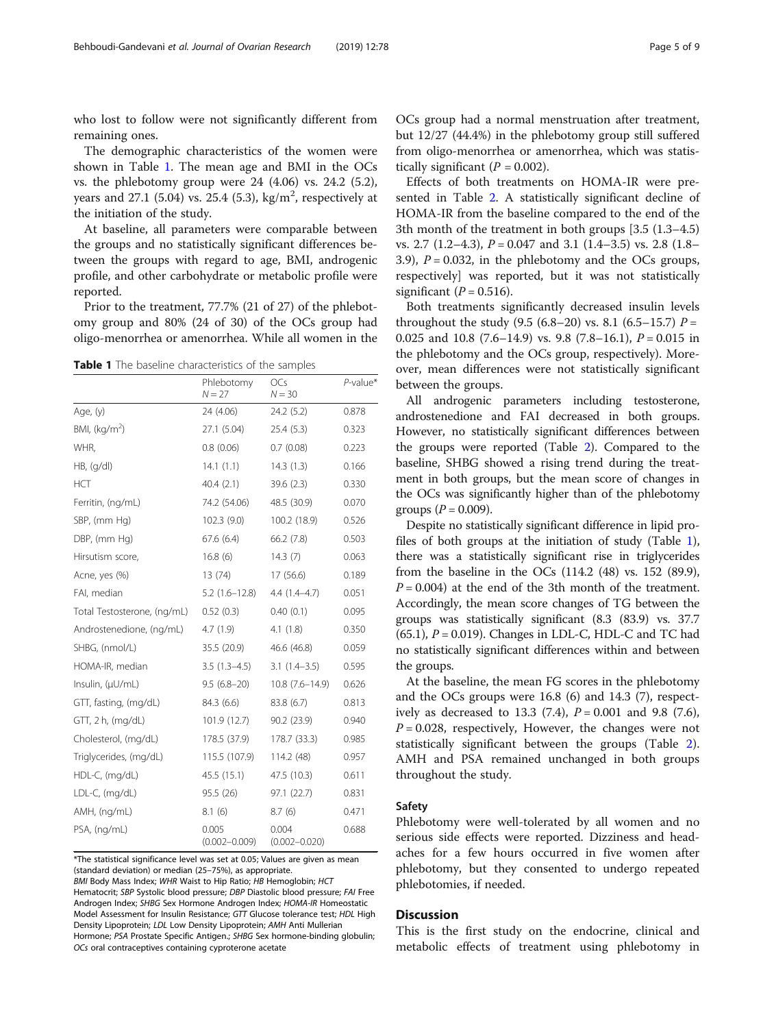who lost to follow were not significantly different from remaining ones.

The demographic characteristics of the women were shown in Table 1. The mean age and BMI in the OCs vs. the phlebotomy group were 24 (4.06) vs. 24.2 (5.2), years and 27.1 (5.04) vs. 25.4 (5.3), kg/m$^2$, respectively at the initiation of the study.

At baseline, all parameters were comparable between the groups and no statistically significant differences between the groups with regard to age, BMI, androgenic profile, and other carbohydrate or metabolic profile were reported.

Prior to the treatment, 77.7% (21 of 27) of the phlebotomy group and 80% (24 of 30) of the OCs group had oligo-menorrhea or amenorrhea. While all women in the OCs group had a normal menstruation after treatment, but 12/27 (44.4%) in the phlebotomy group still suffered from oligo-menorrhea or amenorrhea, which was statistically significant ($P = 0.002$).

**Table 1** The baseline characteristics of the samples

| | Phlebotomy N = 27 | OCs N = 30 | P-value* |
|---|---|---|---|
| Age, (y) | 24 (4.06) | 24.2 (5.2) | 0.878 |
| BMI, (kg/m$^2$) | 27.1 (5.04) | 25.4 (5.3) | 0.323 |
| WHR, | 0.8 (0.06) | 0.7 (0.08) | 0.223 |
| HB, (g/dl) | 14.1 (1.1) | 14.3 (1.3) | 0.166 |
| HCT | 40.4 (2.1) | 39.6 (2.3) | 0.330 |
| Ferritin, (ng/mL) | 74.2 (54.06) | 48.5 (30.9) | 0.070 |
| SBP, (mm Hg) | 102.3 (9.0) | 100.2 (18.9) | 0.526 |
| DBP, (mm Hg) | 67.6 (6.4) | 66.2 (7.8) | 0.503 |
| Hirsutism score, | 16.8 (6) | 14.3 (7) | 0.063 |
| Acne, yes (%) | 13 (74) | 17 (56.6) | 0.189 |
| FAI, median | 5.2 (1.6–12.8) | 4.4 (1.4–4.7) | 0.051 |
| Total Testosterone, (ng/mL) | 0.52 (0.3) | 0.40 (0.1) | 0.095 |
| Androstenedione, (ng/mL) | 4.7 (1.9) | 4.1 (1.8) | 0.350 |
| SHBG, (nmol/L) | 35.5 (20.9) | 46.6 (46.8) | 0.059 |
| HOMA-IR, median | 3.5 (1.3–4.5) | 3.1 (1.4–3.5) | 0.595 |
| Insulin, (μU/mL) | 9.5 (6.8–20) | 10.8 (7.6–14.9) | 0.626 |
| GTT, fasting, (mg/dL) | 84.3 (6.6) | 83.8 (6.7) | 0.813 |
| GTT, 2 h, (mg/dL) | 101.9 (12.7) | 90.2 (23.9) | 0.940 |
| Cholesterol, (mg/dL) | 178.5 (37.9) | 178.7 (33.3) | 0.985 |
| Triglycerides, (mg/dL) | 115.5 (107.9) | 114.2 (48) | 0.957 |
| HDL-C, (mg/dL) | 45.5 (15.1) | 47.5 (10.3) | 0.611 |
| LDL-C, (mg/dL) | 95.5 (26) | 97.1 (22.7) | 0.831 |
| AMH, (ng/mL) | 8.1 (6) | 8.7 (6) | 0.471 |
| PSA, (ng/mL) | 0.005 (0.002–0.009) | 0.004 (0.002–0.020) | 0.688 |

*The statistical significance level was set at 0.05; Values are given as mean (standard deviation) or median (25–75%), as appropriate.
*BMI* Body Mass Index; *WHR* Waist to Hip Ratio; *HB* Hemoglobin; *HCT* Hematocrit; *SBP* Systolic blood pressure; *DBP* Diastolic blood pressure; *FAI* Free Androgen Index; *SHBG* Sex Hormone Androgen Index; *HOMA-IR* Homeostatic Model Assessment for Insulin Resistance; *GTT* Glucose tolerance test; *HDL* High Density Lipoprotein; *LDL* Low Density Lipoprotein; *AMH* Anti Mullerian Hormone; *PSA* Prostate Specific Antigen.; *SHBG* Sex hormone-binding globulin; *OCs* oral contraceptives containing cyproterone acetate

Effects of both treatments on HOMA-IR were presented in Table 2. A statistically significant decline of HOMA-IR from the baseline compared to the end of the 3th month of the treatment in both groups [3.5 (1.3–4.5) vs. 2.7 (1.2–4.3), $P = 0.047$ and 3.1 (1.4–3.5) vs. 2.8 (1.8–3.9), $P = 0.032$, in the phlebotomy and the OCs groups, respectively] was reported, but it was not statistically significant ($P = 0.516$).

Both treatments significantly decreased insulin levels throughout the study (9.5 (6.8–20) vs. 8.1 (6.5–15.7) $P = 0.025$ and 10.8 (7.6–14.9) vs. 9.8 (7.8–16.1), $P = 0.015$ in the phlebotomy and the OCs group, respectively). Moreover, mean differences were not statistically significant between the groups.

All androgenic parameters including testosterone, androstenedione and FAI decreased in both groups. However, no statistically significant differences between the groups were reported (Table 2). Compared to the baseline, SHBG showed a rising trend during the treatment in both groups, but the mean score of changes in the OCs was significantly higher than of the phlebotomy groups ($P = 0.009$).

Despite no statistically significant difference in lipid profiles of both groups at the initiation of study (Table 1), there was a statistically significant rise in triglycerides from the baseline in the OCs (114.2 (48) vs. 152 (89.9), $P = 0.004$) at the end of the 3th month of the treatment. Accordingly, the mean score changes of TG between the groups was statistically significant (8.3 (83.9) vs. 37.7 (65.1), $P = 0.019$). Changes in LDL-C, HDL-C and TC had no statistically significant differences within and between the groups.

At the baseline, the mean FG scores in the phlebotomy and the OCs groups were 16.8 (6) and 14.3 (7), respectively as decreased to 13.3 (7.4), $P = 0.001$ and 9.8 (7.6), $P = 0.028$, respectively, However, the changes were not statistically significant between the groups (Table 2). AMH and PSA remained unchanged in both groups throughout the study.

## Safety

Phlebotomy were well-tolerated by all women and no serious side effects were reported. Dizziness and headaches for a few hours occurred in five women after phlebotomy, but they consented to undergo repeated phlebotomies, if needed.

## Discussion

This is the first study on the endocrine, clinical and metabolic effects of treatment using phlebotomy in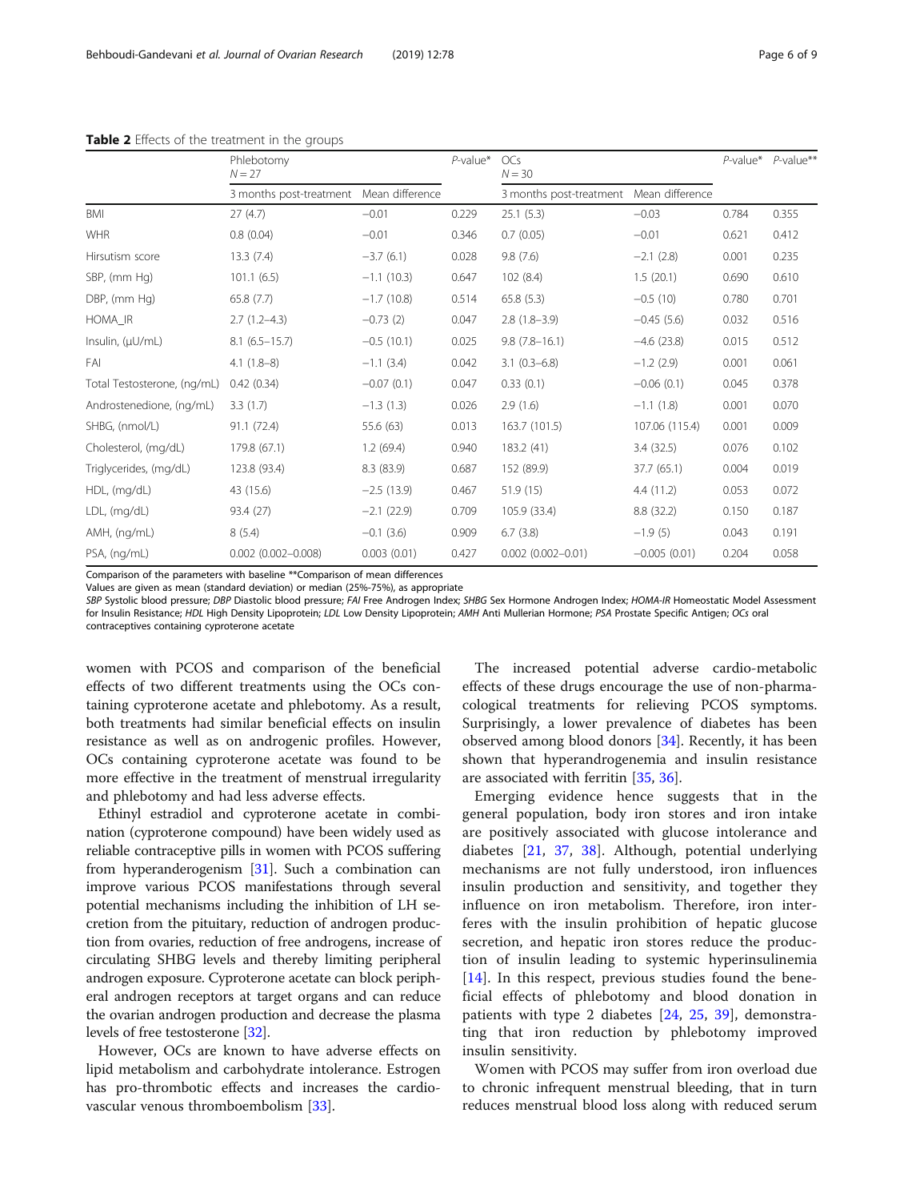**Table 2** Effects of the treatment in the groups

| | Phlebotomy $N = 27$ | | $P$-value* | OCs $N = 30$ | | $P$-value* | $P$-value** |
|---|---|---|---|---|---|---|---|
| | 3 months post-treatment | Mean difference | | 3 months post-treatment | Mean difference | | |
| BMI | 27 (4.7) | −0.01 | 0.229 | 25.1 (5.3) | −0.03 | 0.784 | 0.355 |
| WHR | 0.8 (0.04) | −0.01 | 0.346 | 0.7 (0.05) | −0.01 | 0.621 | 0.412 |
| Hirsutism score | 13.3 (7.4) | −3.7 (6.1) | 0.028 | 9.8 (7.6) | −2.1 (2.8) | 0.001 | 0.235 |
| SBP, (mm Hg) | 101.1 (6.5) | −1.1 (10.3) | 0.647 | 102 (8.4) | 1.5 (20.1) | 0.690 | 0.610 |
| DBP, (mm Hg) | 65.8 (7.7) | −1.7 (10.8) | 0.514 | 65.8 (5.3) | −0.5 (10) | 0.780 | 0.701 |
| HOMA_IR | 2.7 (1.2–4.3) | −0.73 (2) | 0.047 | 2.8 (1.8–3.9) | −0.45 (5.6) | 0.032 | 0.516 |
| Insulin, (μU/mL) | 8.1 (6.5–15.7) | −0.5 (10.1) | 0.025 | 9.8 (7.8–16.1) | −4.6 (23.8) | 0.015 | 0.512 |
| FAI | 4.1 (1.8–8) | −1.1 (3.4) | 0.042 | 3.1 (0.3–6.8) | −1.2 (2.9) | 0.001 | 0.061 |
| Total Testosterone, (ng/mL) | 0.42 (0.34) | −0.07 (0.1) | 0.047 | 0.33 (0.1) | −0.06 (0.1) | 0.045 | 0.378 |
| Androstenedione, (ng/mL) | 3.3 (1.7) | −1.3 (1.3) | 0.026 | 2.9 (1.6) | −1.1 (1.8) | 0.001 | 0.070 |
| SHBG, (nmol/L) | 91.1 (72.4) | 55.6 (63) | 0.013 | 163.7 (101.5) | 107.06 (115.4) | 0.001 | 0.009 |
| Cholesterol, (mg/dL) | 179.8 (67.1) | 1.2 (69.4) | 0.940 | 183.2 (41) | 3.4 (32.5) | 0.076 | 0.102 |
| Triglycerides, (mg/dL) | 123.8 (93.4) | 8.3 (83.9) | 0.687 | 152 (89.9) | 37.7 (65.1) | 0.004 | 0.019 |
| HDL, (mg/dL) | 43 (15.6) | −2.5 (13.9) | 0.467 | 51.9 (15) | 4.4 (11.2) | 0.053 | 0.072 |
| LDL, (mg/dL) | 93.4 (27) | −2.1 (22.9) | 0.709 | 105.9 (33.4) | 8.8 (32.2) | 0.150 | 0.187 |
| AMH, (ng/mL) | 8 (5.4) | −0.1 (3.6) | 0.909 | 6.7 (3.8) | −1.9 (5) | 0.043 | 0.191 |
| PSA, (ng/mL) | 0.002 (0.002–0.008) | 0.003 (0.01) | 0.427 | 0.002 (0.002–0.01) | −0.005 (0.01) | 0.204 | 0.058 |

Comparison of the parameters with baseline **Comparison of mean differences

Values are given as mean (standard deviation) or median (25%-75%), as appropriate

*SBP* Systolic blood pressure; *DBP* Diastolic blood pressure; *FAI* Free Androgen Index; *SHBG* Sex Hormone Androgen Index; *HOMA-IR* Homeostatic Model Assessment for Insulin Resistance; *HDL* High Density Lipoprotein; *LDL* Low Density Lipoprotein; *AMH* Anti Mullerian Hormone; *PSA* Prostate Specific Antigen; *OCs* oral contraceptives containing cyproterone acetate

women with PCOS and comparison of the beneficial effects of two different treatments using the OCs containing cyproterone acetate and phlebotomy. As a result, both treatments had similar beneficial effects on insulin resistance as well as on androgenic profiles. However, OCs containing cyproterone acetate was found to be more effective in the treatment of menstrual irregularity and phlebotomy and had less adverse effects.

Ethinyl estradiol and cyproterone acetate in combination (cyproterone compound) have been widely used as reliable contraceptive pills in women with PCOS suffering from hyperanderogenism [31]. Such a combination can improve various PCOS manifestations through several potential mechanisms including the inhibition of LH secretion from the pituitary, reduction of androgen production from ovaries, reduction of free androgens, increase of circulating SHBG levels and thereby limiting peripheral androgen exposure. Cyproterone acetate can block peripheral androgen receptors at target organs and can reduce the ovarian androgen production and decrease the plasma levels of free testosterone [32].

However, OCs are known to have adverse effects on lipid metabolism and carbohydrate intolerance. Estrogen has pro-thrombotic effects and increases the cardiovascular venous thromboembolism [33].

The increased potential adverse cardio-metabolic effects of these drugs encourage the use of non-pharmacological treatments for relieving PCOS symptoms. Surprisingly, a lower prevalence of diabetes has been observed among blood donors [34]. Recently, it has been shown that hyperandrogenemia and insulin resistance are associated with ferritin [35, 36].

Emerging evidence hence suggests that in the general population, body iron stores and iron intake are positively associated with glucose intolerance and diabetes [21, 37, 38]. Although, potential underlying mechanisms are not fully understood, iron influences insulin production and sensitivity, and together they influence on iron metabolism. Therefore, iron interferes with the insulin prohibition of hepatic glucose secretion, and hepatic iron stores reduce the production of insulin leading to systemic hyperinsulinemia [14]. In this respect, previous studies found the beneficial effects of phlebotomy and blood donation in patients with type 2 diabetes [24, 25, 39], demonstrating that iron reduction by phlebotomy improved insulin sensitivity.

Women with PCOS may suffer from iron overload due to chronic infrequent menstrual bleeding, that in turn reduces menstrual blood loss along with reduced serum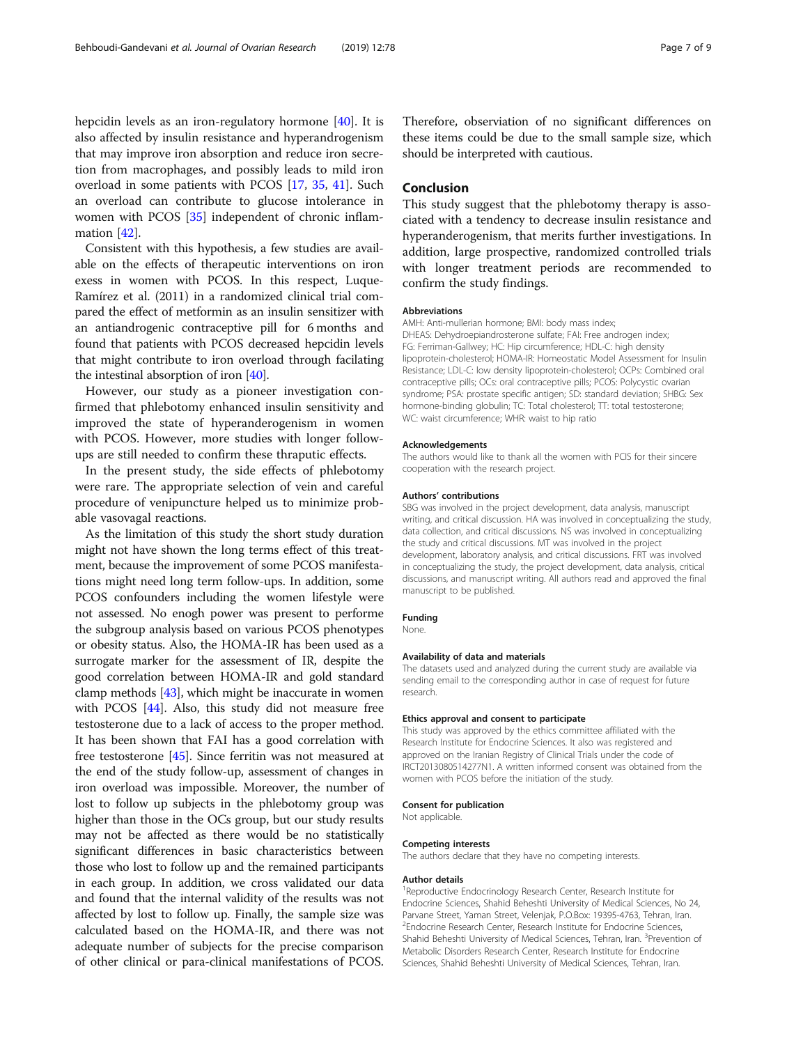hepcidin levels as an iron-regulatory hormone [40]. It is also affected by insulin resistance and hyperandrogenism that may improve iron absorption and reduce iron secretion from macrophages, and possibly leads to mild iron overload in some patients with PCOS [17, 35, 41]. Such an overload can contribute to glucose intolerance in women with PCOS [35] independent of chronic inflammation [42].

Consistent with this hypothesis, a few studies are available on the effects of therapeutic interventions on iron exess in women with PCOS. In this respect, Luque-Ramírez et al. (2011) in a randomized clinical trial compared the effect of metformin as an insulin sensitizer with an antiandrogenic contraceptive pill for 6 months and found that patients with PCOS decreased hepcidin levels that might contribute to iron overload through facilating the intestinal absorption of iron [40].

However, our study as a pioneer investigation confirmed that phlebotomy enhanced insulin sensitivity and improved the state of hyperanderogenism in women with PCOS. However, more studies with longer follow-ups are still needed to confirm these thraputic effects.

In the present study, the side effects of phlebotomy were rare. The appropriate selection of vein and careful procedure of venipuncture helped us to minimize probable vasovagal reactions.

As the limitation of this study the short study duration might not have shown the long terms effect of this treatment, because the improvement of some PCOS manifestations might need long term follow-ups. In addition, some PCOS confounders including the women lifestyle were not assessed. No enogh power was present to performe the subgroup analysis based on various PCOS phenotypes or obesity status. Also, the HOMA-IR has been used as a surrogate marker for the assessment of IR, despite the good correlation between HOMA-IR and gold standard clamp methods [43], which might be inaccurate in women with PCOS [44]. Also, this study did not measure free testosterone due to a lack of access to the proper method. It has been shown that FAI has a good correlation with free testosterone [45]. Since ferritin was not measured at the end of the study follow-up, assessment of changes in iron overload was impossible. Moreover, the number of lost to follow up subjects in the phlebotomy group was higher than those in the OCs group, but our study results may not be affected as there would be no statistically significant differences in basic characteristics between those who lost to follow up and the remained participants in each group. In addition, we cross validated our data and found that the internal validity of the results was not affected by lost to follow up. Finally, the sample size was calculated based on the HOMA-IR, and there was not adequate number of subjects for the precise comparison of other clinical or para-clinical manifestations of PCOS. Therefore, observiation of no significant differences on these items could be due to the small sample size, which should be interpreted with cautious.

## Conclusion

This study suggest that the phlebotomy therapy is associated with a tendency to decrease insulin resistance and hyperanderogenism, that merits further investigations. In addition, large prospective, randomized controlled trials with longer treatment periods are recommended to confirm the study findings.

#### Abbreviations

AMH: Anti-mullerian hormone; BMI: body mass index; DHEAS: Dehydroepiandrosterone sulfate; FAI: Free androgen index; FG: Ferriman-Gallwey; HC: Hip circumference; HDL-C: high density lipoprotein-cholesterol; HOMA-IR: Homeostatic Model Assessment for Insulin Resistance; LDL-C: low density lipoprotein-cholesterol; OCPs: Combined oral contraceptive pills; OCs: oral contraceptive pills; PCOS: Polycystic ovarian syndrome; PSA: prostate specific antigen; SD: standard deviation; SHBG: Sex hormone-binding globulin; TC: Total cholesterol; TT: total testosterone; WC: waist circumference; WHR: waist to hip ratio

#### Acknowledgements

The authors would like to thank all the women with PCIS for their sincere cooperation with the research project.

#### Authors' contributions

SBG was involved in the project development, data analysis, manuscript writing, and critical discussion. HA was involved in conceptualizing the study, data collection, and critical discussions. NS was involved in conceptualizing the study and critical discussions. MT was involved in the project development, laboratory analysis, and critical discussions. FRT was involved in conceptualizing the study, the project development, data analysis, critical discussions, and manuscript writing. All authors read and approved the final manuscript to be published.

#### Funding

None.

#### Availability of data and materials

The datasets used and analyzed during the current study are available via sending email to the corresponding author in case of request for future research.

#### Ethics approval and consent to participate

This study was approved by the ethics committee affiliated with the Research Institute for Endocrine Sciences. It also was registered and approved on the Iranian Registry of Clinical Trials under the code of IRCT2013080514277N1. A written informed consent was obtained from the women with PCOS before the initiation of the study.

#### Consent for publication

Not applicable.

#### Competing interests

The authors declare that they have no competing interests.

#### Author details

[1]Reproductive Endocrinology Research Center, Research Institute for Endocrine Sciences, Shahid Beheshti University of Medical Sciences, No 24, Parvane Street, Yaman Street, Velenjak, P.O.Box: 19395-4763, Tehran, Iran. [2]Endocrine Research Center, Research Institute for Endocrine Sciences, Shahid Beheshti University of Medical Sciences, Tehran, Iran. [3]Prevention of Metabolic Disorders Research Center, Research Institute for Endocrine Sciences, Shahid Beheshti University of Medical Sciences, Tehran, Iran.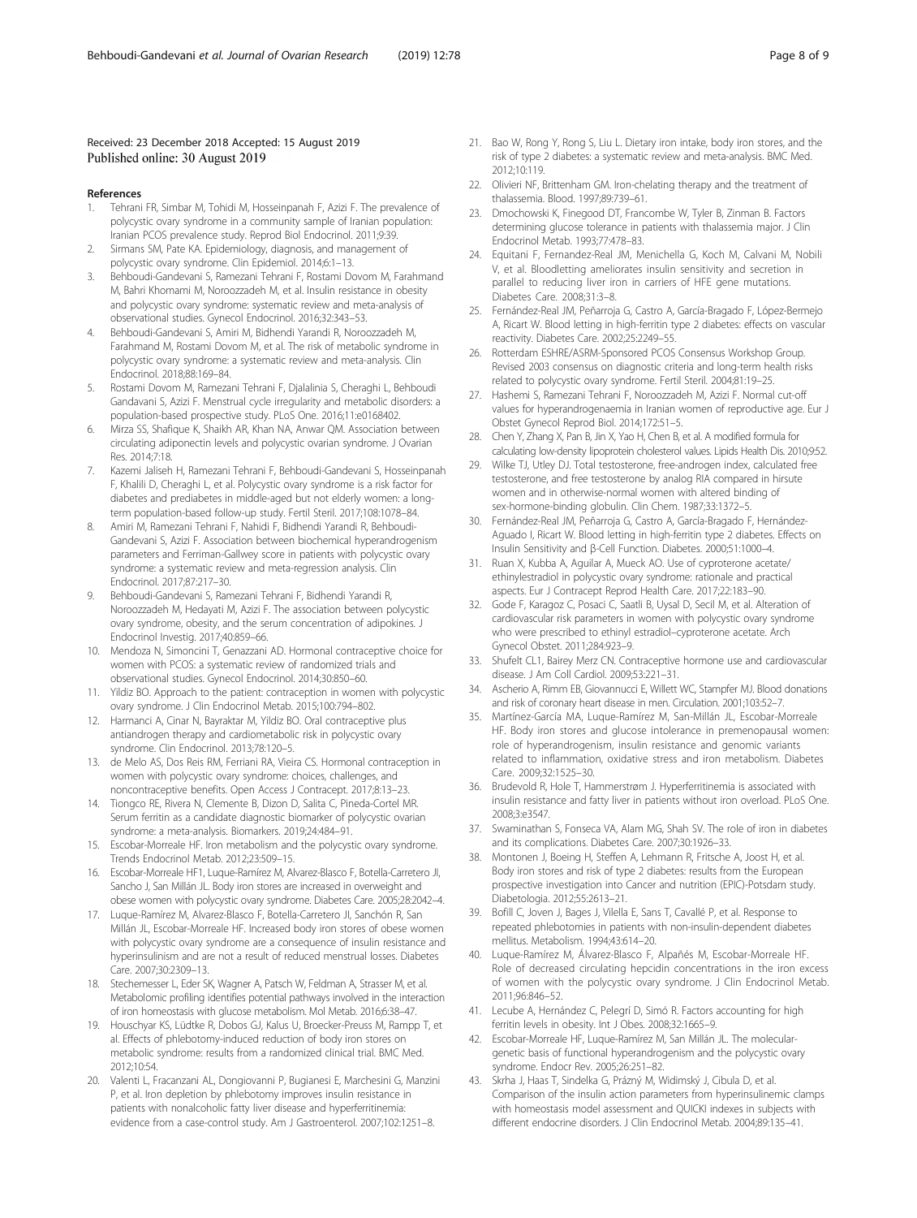Received: 23 December 2018 Accepted: 15 August 2019
Published online: 30 August 2019

## References

1. Tehrani FR, Simbar M, Tohidi M, Hosseinpanah F, Azizi F. The prevalence of polycystic ovary syndrome in a community sample of Iranian population: Iranian PCOS prevalence study. Reprod Biol Endocrinol. 2011;9:39.
2. Sirmans SM, Pate KA. Epidemiology, diagnosis, and management of polycystic ovary syndrome. Clin Epidemiol. 2014;6:1–13.
3. Behboudi-Gandevani S, Ramezani Tehrani F, Rostami Dovom M, Farahmand M, Bahri Khomami M, Noroozzadeh M, et al. Insulin resistance in obesity and polycystic ovary syndrome: systematic review and meta-analysis of observational studies. Gynecol Endocrinol. 2016;32:343–53.
4. Behboudi-Gandevani S, Amiri M, Bidhendi Yarandi R, Noroozzadeh M, Farahmand M, Rostami Dovom M, et al. The risk of metabolic syndrome in polycystic ovary syndrome: a systematic review and meta-analysis. Clin Endocrinol. 2018;88:169–84.
5. Rostami Dovom M, Ramezani Tehrani F, Djalalinia S, Cheraghi L, Behboudi Gandavani S, Azizi F. Menstrual cycle irregularity and metabolic disorders: a population-based prospective study. PLoS One. 2016;11:e0168402.
6. Mirza SS, Shafique K, Shaikh AR, Khan NA, Anwar QM. Association between circulating adiponectin levels and polycystic ovarian syndrome. J Ovarian Res. 2014;7:18.
7. Kazemi Jaliseh H, Ramezani Tehrani F, Behboudi-Gandevani S, Hosseinpanah F, Khalili D, Cheraghi L, et al. Polycystic ovary syndrome is a risk factor for diabetes and prediabetes in middle-aged but not elderly women: a long-term population-based follow-up study. Fertil Steril. 2017;108:1078–84.
8. Amiri M, Ramezani Tehrani F, Nahidi F, Bidhendi Yarandi R, Behboudi-Gandevani S, Azizi F. Association between biochemical hyperandrogenism parameters and Ferriman-Gallwey score in patients with polycystic ovary syndrome: a systematic review and meta-regression analysis. Clin Endocrinol. 2017;87:217–30.
9. Behboudi-Gandevani S, Ramezani Tehrani F, Bidhendi Yarandi R, Noroozzadeh M, Hedayati M, Azizi F. The association between polycystic ovary syndrome, obesity, and the serum concentration of adipokines. J Endocrinol Investig. 2017;40:859–66.
10. Mendoza N, Simoncini T, Genazzani AD. Hormonal contraceptive choice for women with PCOS: a systematic review of randomized trials and observational studies. Gynecol Endocrinol. 2014;30:850–60.
11. Yildiz BO. Approach to the patient: contraception in women with polycystic ovary syndrome. J Clin Endocrinol Metab. 2015;100:794–802.
12. Harmanci A, Cinar N, Bayraktar M, Yildiz BO. Oral contraceptive plus antiandrogen therapy and cardiometabolic risk in polycystic ovary syndrome. Clin Endocrinol. 2013;78:120–5.
13. de Melo AS, Dos Reis RM, Ferriani RA, Vieira CS. Hormonal contraception in women with polycystic ovary syndrome: choices, challenges, and noncontraceptive benefits. Open Access J Contracept. 2017;8:13–23.
14. Tiongco RE, Rivera N, Clemente B, Dizon D, Salita C, Pineda-Cortel MR. Serum ferritin as a candidate diagnostic biomarker of polycystic ovarian syndrome: a meta-analysis. Biomarkers. 2019;24:484–91.
15. Escobar-Morreale HF. Iron metabolism and the polycystic ovary syndrome. Trends Endocrinol Metab. 2012;23:509–15.
16. Escobar-Morreale HF1, Luque-Ramírez M, Alvarez-Blasco F, Botella-Carretero JI, Sancho J, San Millán JL. Body iron stores are increased in overweight and obese women with polycystic ovary syndrome. Diabetes Care. 2005;28:2042–4.
17. Luque-Ramírez M, Alvarez-Blasco F, Botella-Carretero JI, Sanchón R, San Millán JL, Escobar-Morreale HF. Increased body iron stores of obese women with polycystic ovary syndrome are a consequence of insulin resistance and hyperinsulinism and are not a result of reduced menstrual losses. Diabetes Care. 2007;30:2309–13.
18. Stechemesser L, Eder SK, Wagner A, Patsch W, Feldman A, Strasser M, et al. Metabolomic profiling identifies potential pathways involved in the interaction of iron homeostasis with glucose metabolism. Mol Metab. 2016;6:38–47.
19. Houschyar KS, Lüdtke R, Dobos GJ, Kalus U, Broecker-Preuss M, Rampp T, et al. Effects of phlebotomy-induced reduction of body iron stores on metabolic syndrome: results from a randomized clinical trial. BMC Med. 2012;10:54.
20. Valenti L, Fracanzani AL, Dongiovanni P, Bugianesi E, Marchesini G, Manzini P, et al. Iron depletion by phlebotomy improves insulin resistance in patients with nonalcoholic fatty liver disease and hyperferritinemia: evidence from a case-control study. Am J Gastroenterol. 2007;102:1251–8.
21. Bao W, Rong Y, Rong S, Liu L. Dietary iron intake, body iron stores, and the risk of type 2 diabetes: a systematic review and meta-analysis. BMC Med. 2012;10:119.
22. Olivieri NF, Brittenham GM. Iron-chelating therapy and the treatment of thalassemia. Blood. 1997;89:739–61.
23. Dmochowski K, Finegood DT, Francombe W, Tyler B, Zinman B. Factors determining glucose tolerance in patients with thalassemia major. J Clin Endocrinol Metab. 1993;77:478–83.
24. Equitani F, Fernandez-Real JM, Menichella G, Koch M, Calvani M, Nobili V, et al. Bloodletting ameliorates insulin sensitivity and secretion in parallel to reducing liver iron in carriers of HFE gene mutations. Diabetes Care. 2008;31:3–8.
25. Fernández-Real JM, Peñarroja G, Castro A, García-Bragado F, López-Bermejo A, Ricart W. Blood letting in high-ferritin type 2 diabetes: effects on vascular reactivity. Diabetes Care. 2002;25:2249–55.
26. Rotterdam ESHRE/ASRM-Sponsored PCOS Consensus Workshop Group. Revised 2003 consensus on diagnostic criteria and long-term health risks related to polycystic ovary syndrome. Fertil Steril. 2004;81:19–25.
27. Hashemi S, Ramezani Tehrani F, Noroozzadeh M, Azizi F. Normal cut-off values for hyperandrogenaemia in Iranian women of reproductive age. Eur J Obstet Gynecol Reprod Biol. 2014;172:51–5.
28. Chen Y, Zhang X, Pan B, Jin X, Yao H, Chen B, et al. A modified formula for calculating low-density lipoprotein cholesterol values. Lipids Health Dis. 2010;9:52.
29. Wilke TJ, Utley DJ. Total testosterone, free-androgen index, calculated free testosterone, and free testosterone by analog RIA compared in hirsute women and in otherwise-normal women with altered binding of sex-hormone-binding globulin. Clin Chem. 1987;33:1372–5.
30. Fernández-Real JM, Peñarroja G, Castro A, García-Bragado F, Hernández-Aguado I, Ricart W. Blood letting in high-ferritin type 2 diabetes. Effects on Insulin Sensitivity and β-Cell Function. Diabetes. 2000;51:1000–4.
31. Ruan X, Kubba A, Aguilar A, Mueck AO. Use of cyproterone acetate/ethinylestradiol in polycystic ovary syndrome: rationale and practical aspects. Eur J Contracept Reprod Health Care. 2017;22:183–90.
32. Gode F, Karagoz C, Posaci C, Saatli B, Uysal D, Secil M, et al. Alteration of cardiovascular risk parameters in women with polycystic ovary syndrome who were prescribed to ethinyl estradiol–cyproterone acetate. Arch Gynecol Obstet. 2011;284:923–9.
33. Shufelt CL1, Bairey Merz CN. Contraceptive hormone use and cardiovascular disease. J Am Coll Cardiol. 2009;53:221–31.
34. Ascherio A, Rimm EB, Giovannucci E, Willett WC, Stampfer MJ. Blood donations and risk of coronary heart disease in men. Circulation. 2001;103:52–7.
35. Martínez-García MA, Luque-Ramírez M, San-Millán JL, Escobar-Morreale HF. Body iron stores and glucose intolerance in premenopausal women: role of hyperandrogenism, insulin resistance and genomic variants related to inflammation, oxidative stress and iron metabolism. Diabetes Care. 2009;32:1525–30.
36. Brudevold R, Hole T, Hammerstrøm J. Hyperferritinemia is associated with insulin resistance and fatty liver in patients without iron overload. PLoS One. 2008;3:e3547.
37. Swaminathan S, Fonseca VA, Alam MG, Shah SV. The role of iron in diabetes and its complications. Diabetes Care. 2007;30:1926–33.
38. Montonen J, Boeing H, Steffen A, Lehmann R, Fritsche A, Joost H, et al. Body iron stores and risk of type 2 diabetes: results from the European prospective investigation into Cancer and nutrition (EPIC)-Potsdam study. Diabetologia. 2012;55:2613–21.
39. Bofill C, Joven J, Bages J, Vilella E, Sans T, Cavallé P, et al. Response to repeated phlebotomies in patients with non-insulin-dependent diabetes mellitus. Metabolism. 1994;43:614–20.
40. Luque-Ramírez M, Álvarez-Blasco F, Alpañés M, Escobar-Morreale HF. Role of decreased circulating hepcidin concentrations in the iron excess of women with the polycystic ovary syndrome. J Clin Endocrinol Metab. 2011;96:846–52.
41. Lecube A, Hernández C, Pelegrí D, Simó R. Factors accounting for high ferritin levels in obesity. Int J Obes. 2008;32:1665–9.
42. Escobar-Morreale HF, Luque-Ramírez M, San Millán JL. The molecular-genetic basis of functional hyperandrogenism and the polycystic ovary syndrome. Endocr Rev. 2005;26:251–82.
43. Skrha J, Haas T, Sindelka G, Prázný M, Widimský J, Cibula D, et al. Comparison of the insulin action parameters from hyperinsulinemic clamps with homeostasis model assessment and QUICKI indexes in subjects with different endocrine disorders. J Clin Endocrinol Metab. 2004;89:135–41.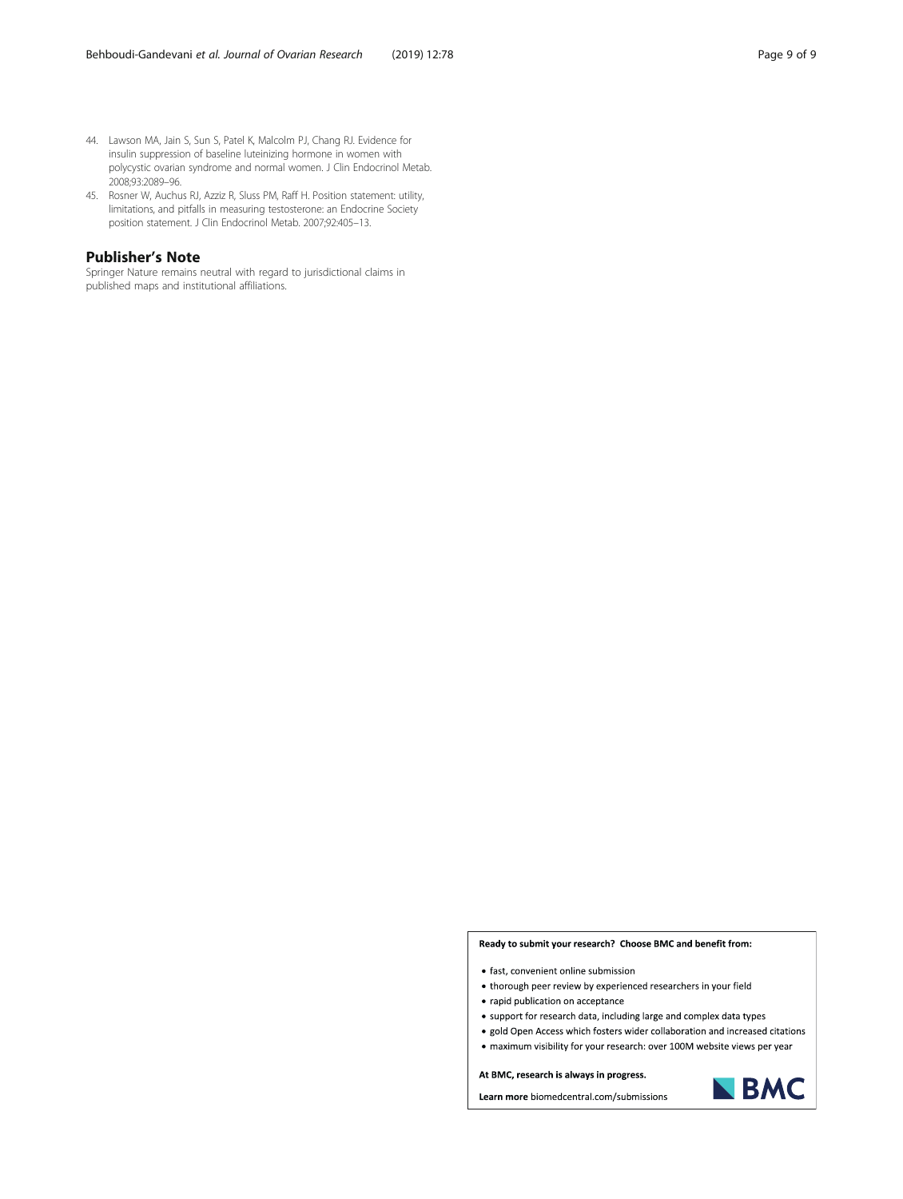44. Lawson MA, Jain S, Sun S, Patel K, Malcolm PJ, Chang RJ. Evidence for insulin suppression of baseline luteinizing hormone in women with polycystic ovarian syndrome and normal women. J Clin Endocrinol Metab. 2008;93:2089–96.
45. Rosner W, Auchus RJ, Azziz R, Sluss PM, Raff H. Position statement: utility, limitations, and pitfalls in measuring testosterone: an Endocrine Society position statement. J Clin Endocrinol Metab. 2007;92:405–13.

## Publisher's Note

Springer Nature remains neutral with regard to jurisdictional claims in published maps and institutional affiliations.

**Ready to submit your research? Choose BMC and benefit from:**

- fast, convenient online submission
- thorough peer review by experienced researchers in your field
- rapid publication on acceptance
- support for research data, including large and complex data types
- gold Open Access which fosters wider collaboration and increased citations
- maximum visibility for your research: over 100M website views per year

**At BMC, research is always in progress.**

**Learn more** biomedcentral.com/submissions

BMC